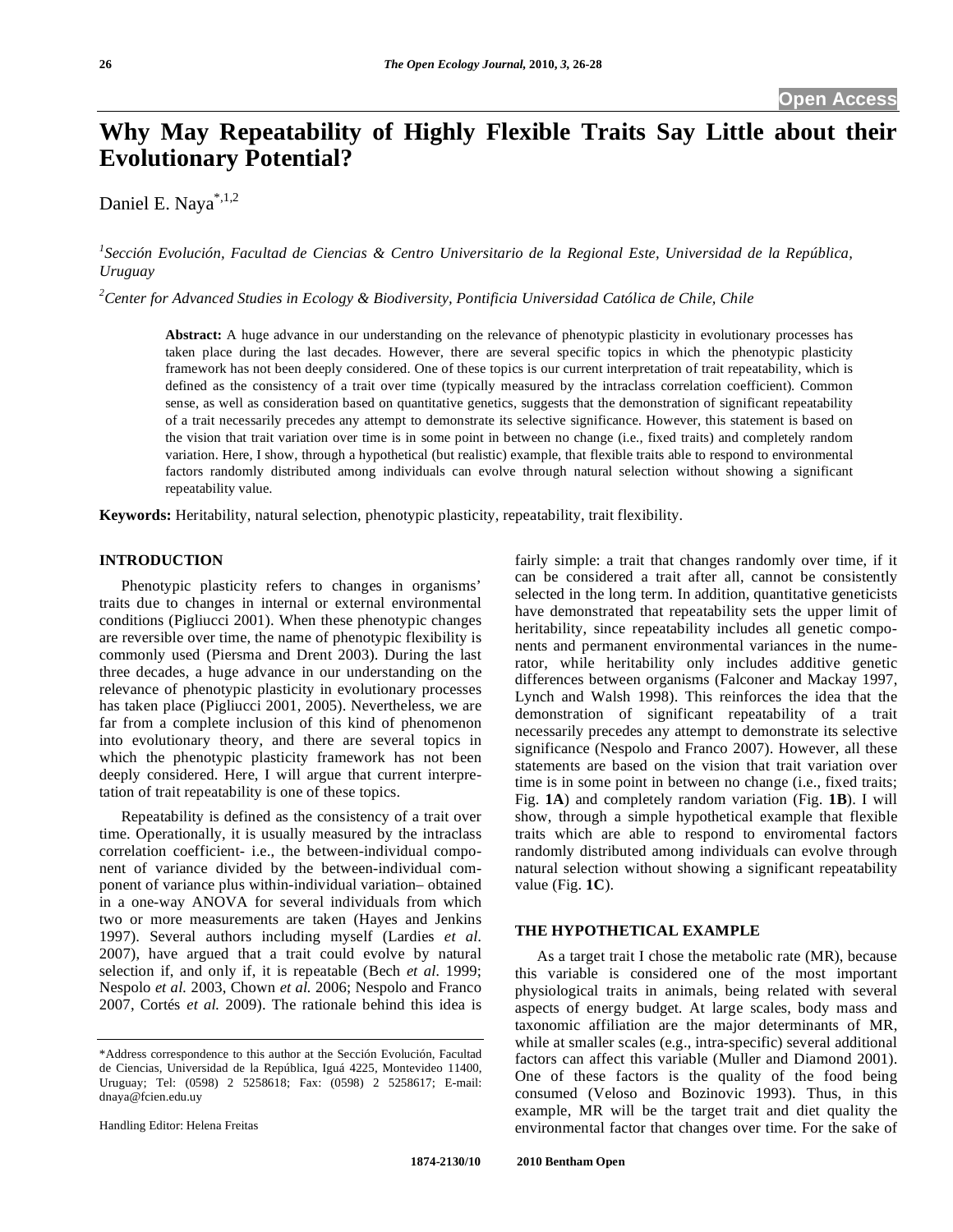# Why May Repeatability of Highly Flexible Traits Say Little about their Evolutionary Potential?

Daniel E. Naya[*,1,2]

[1]*Sección Evolución, Facultad de Ciencias & Centro Universitario de la Regional Este, Universidad de la República, Uruguay*

[2]*Center for Advanced Studies in Ecology & Biodiversity, Pontificia Universidad Católica de Chile, Chile*

**Abstract:** A huge advance in our understanding on the relevance of phenotypic plasticity in evolutionary processes has taken place during the last decades. However, there are several specific topics in which the phenotypic plasticity framework has not been deeply considered. One of these topics is our current interpretation of trait repeatability, which is defined as the consistency of a trait over time (typically measured by the intraclass correlation coefficient). Common sense, as well as consideration based on quantitative genetics, suggests that the demonstration of significant repeatability of a trait necessarily precedes any attempt to demonstrate its selective significance. However, this statement is based on the vision that trait variation over time is in some point in between no change (i.e., fixed traits) and completely random variation. Here, I show, through a hypothetical (but realistic) example, that flexible traits able to respond to environmental factors randomly distributed among individuals can evolve through natural selection without showing a significant repeatability value.

**Keywords:** Heritability, natural selection, phenotypic plasticity, repeatability, trait flexibility.

## INTRODUCTION

Phenotypic plasticity refers to changes in organisms' traits due to changes in internal or external environmental conditions (Pigliucci 2001). When these phenotypic changes are reversible over time, the name of phenotypic flexibility is commonly used (Piersma and Drent 2003). During the last three decades, a huge advance in our understanding on the relevance of phenotypic plasticity in evolutionary processes has taken place (Pigliucci 2001, 2005). Nevertheless, we are far from a complete inclusion of this kind of phenomenon into evolutionary theory, and there are several topics in which the phenotypic plasticity framework has not been deeply considered. Here, I will argue that current interpretation of trait repeatability is one of these topics.

Repeatability is defined as the consistency of a trait over time. Operationally, it is usually measured by the intraclass correlation coefficient- i.e., the between-individual component of variance divided by the between-individual component of variance plus within-individual variation– obtained in a one-way ANOVA for several individuals from which two or more measurements are taken (Hayes and Jenkins 1997). Several authors including myself (Lardies *et al.* 2007), have argued that a trait could evolve by natural selection if, and only if, it is repeatable (Bech *et al.* 1999; Nespolo *et al.* 2003, Chown *et al.* 2006; Nespolo and Franco 2007, Cortés *et al.* 2009). The rationale behind this idea is fairly simple: a trait that changes randomly over time, if it can be considered a trait after all, cannot be consistently selected in the long term. In addition, quantitative geneticists have demonstrated that repeatability sets the upper limit of heritability, since repeatability includes all genetic components and permanent environmental variances in the numerator, while heritability only includes additive genetic differences between organisms (Falconer and Mackay 1997, Lynch and Walsh 1998). This reinforces the idea that the demonstration of significant repeatability of a trait necessarily precedes any attempt to demonstrate its selective significance (Nespolo and Franco 2007). However, all these statements are based on the vision that trait variation over time is in some point in between no change (i.e., fixed traits; Fig. **1A**) and completely random variation (Fig. **1B**). I will show, through a simple hypothetical example that flexible traits which are able to respond to enviromental factors randomly distributed among individuals can evolve through natural selection without showing a significant repeatability value (Fig. **1C**).

## THE HYPOTHETICAL EXAMPLE

As a target trait I chose the metabolic rate (MR), because this variable is considered one of the most important physiological traits in animals, being related with several aspects of energy budget. At large scales, body mass and taxonomic affiliation are the major determinants of MR, while at smaller scales (e.g., intra-specific) several additional factors can affect this variable (Muller and Diamond 2001). One of these factors is the quality of the food being consumed (Veloso and Bozinovic 1993). Thus, in this example, MR will be the target trait and diet quality the environmental factor that changes over time. For the sake of

*Address correspondence to this author at the Sección Evolución, Facultad de Ciencias, Universidad de la República, Iguá 4225, Montevideo 11400, Uruguay; Tel: (0598) 2 5258618; Fax: (0598) 2 5258617; E-mail: dnaya@fcien.edu.uy

Handling Editor: Helena Freitas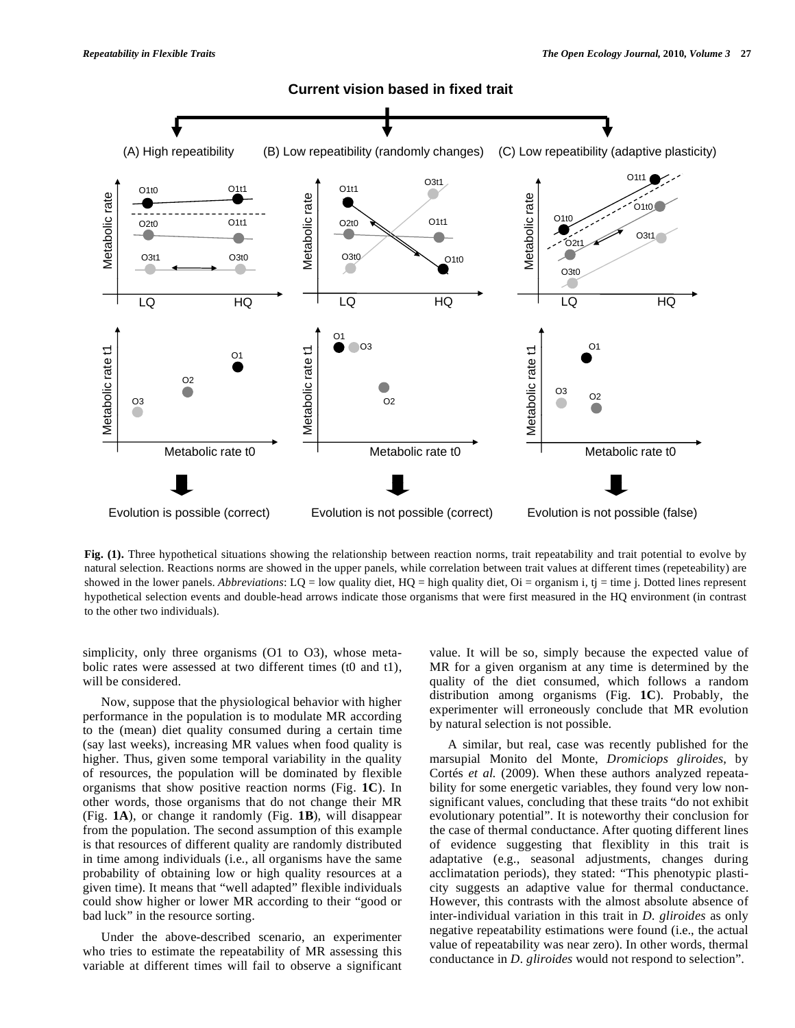**Fig. (1).** Three hypothetical situations showing the relationship between reaction norms, trait repeatability and trait potential to evolve by natural selection. Reactions norms are showed in the upper panels, while correlation between trait values at different times (repeteability) are showed in the lower panels. *Abbreviations*: LQ = low quality diet, HQ = high quality diet, Oi = organism i, tj = time j. Dotted lines represent hypothetical selection events and double-head arrows indicate those organisms that were first measured in the HQ environment (in contrast to the other two individuals).

simplicity, only three organisms (O1 to O3), whose metabolic rates were assessed at two different times (t0 and t1), will be considered.

Now, suppose that the physiological behavior with higher performance in the population is to modulate MR according to the (mean) diet quality consumed during a certain time (say last weeks), increasing MR values when food quality is higher. Thus, given some temporal variability in the quality of resources, the population will be dominated by flexible organisms that show positive reaction norms (Fig. **1C**). In other words, those organisms that do not change their MR (Fig. **1A**), or change it randomly (Fig. **1B**), will disappear from the population. The second assumption of this example is that resources of different quality are randomly distributed in time among individuals (i.e., all organisms have the same probability of obtaining low or high quality resources at a given time). It means that "well adapted" flexible individuals could show higher or lower MR according to their "good or bad luck" in the resource sorting.

Under the above-described scenario, an experimenter who tries to estimate the repeatability of MR assessing this variable at different times will fail to observe a significant value. It will be so, simply because the expected value of MR for a given organism at any time is determined by the quality of the diet consumed, which follows a random distribution among organisms (Fig. **1C**). Probably, the experimenter will erroneously conclude that MR evolution by natural selection is not possible.

A similar, but real, case was recently published for the marsupial Monito del Monte, *Dromiciops gliroides*, by Cortés *et al.* (2009). When these authors analyzed repeatability for some energetic variables, they found very low non-significant values, concluding that these traits "do not exhibit evolutionary potential". It is noteworthy their conclusion for the case of thermal conductance. After quoting different lines of evidence suggesting that flexiblity in this trait is adaptative (e.g., seasonal adjustments, changes during acclimatation periods), they stated: "This phenotypic plasticity suggests an adaptive value for thermal conductance. However, this contrasts with the almost absolute absence of inter-individual variation in this trait in *D. gliroides* as only negative repeatability estimations were found (i.e., the actual value of repeatability was near zero). In other words, thermal conductance in *D. gliroides* would not respond to selection".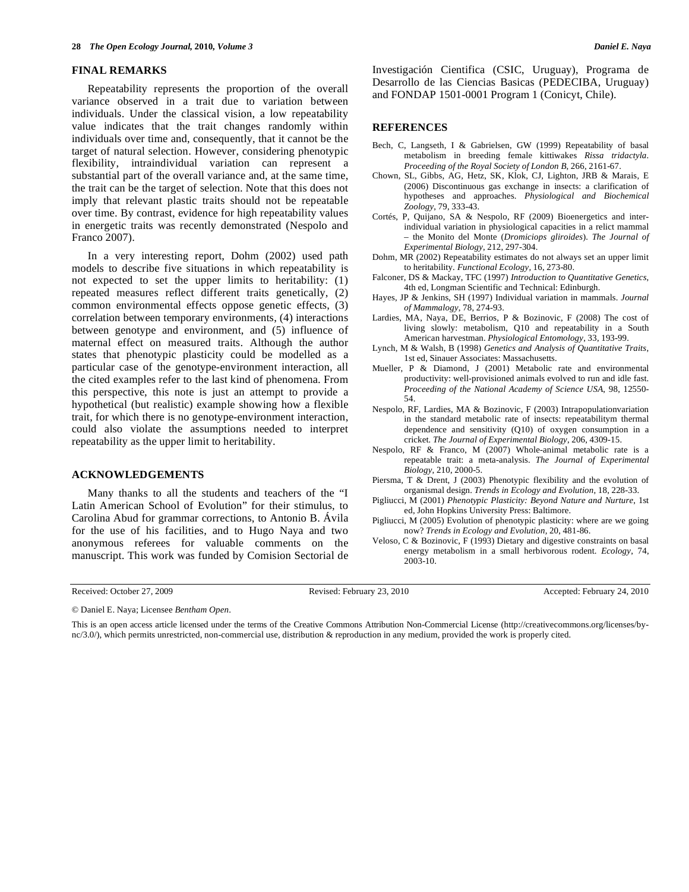## FINAL REMARKS

Repeatability represents the proportion of the overall variance observed in a trait due to variation between individuals. Under the classical vision, a low repeatability value indicates that the trait changes randomly within individuals over time and, consequently, that it cannot be the target of natural selection. However, considering phenotypic flexibility, intraindividual variation can represent a substantial part of the overall variance and, at the same time, the trait can be the target of selection. Note that this does not imply that relevant plastic traits should not be repeatable over time. By contrast, evidence for high repeatability values in energetic traits was recently demonstrated (Nespolo and Franco 2007).

In a very interesting report, Dohm (2002) used path models to describe five situations in which repeatability is not expected to set the upper limits to heritability: (1) repeated measures reflect different traits genetically, (2) common environmental effects oppose genetic effects, (3) correlation between temporary environments, (4) interactions between genotype and environment, and (5) influence of maternal effect on measured traits. Although the author states that phenotypic plasticity could be modelled as a particular case of the genotype-environment interaction, all the cited examples refer to the last kind of phenomena. From this perspective, this note is just an attempt to provide a hypothetical (but realistic) example showing how a flexible trait, for which there is no genotype-environment interaction, could also violate the assumptions needed to interpret repeatability as the upper limit to heritability.

## ACKNOWLEDGEMENTS

Many thanks to all the students and teachers of the "I Latin American School of Evolution" for their stimulus, to Carolina Abud for grammar corrections, to Antonio B. Ávila for the use of his facilities, and to Hugo Naya and two anonymous referees for valuable comments on the manuscript. This work was funded by Comision Sectorial de Investigación Cientifica (CSIC, Uruguay), Programa de Desarrollo de las Ciencias Basicas (PEDECIBA, Uruguay) and FONDAP 1501-0001 Program 1 (Conicyt, Chile).

## REFERENCES

Bech, C, Langseth, I & Gabrielsen, GW (1999) Repeatability of basal metabolism in breeding female kittiwakes *Rissa tridactyla*. *Proceeding of the Royal Society of London B*, 266, 2161-67.

Chown, SL, Gibbs, AG, Hetz, SK, Klok, CJ, Lighton, JRB & Marais, E (2006) Discontinuous gas exchange in insects: a clarification of hypotheses and approaches. *Physiological and Biochemical Zoology*, 79, 333-43.

Cortés, P, Quijano, SA & Nespolo, RF (2009) Bioenergetics and inter-individual variation in physiological capacities in a relict mammal – the Monito del Monte (*Dromiciops gliroides*). *The Journal of Experimental Biology*, 212, 297-304.

Dohm, MR (2002) Repeatability estimates do not always set an upper limit to heritability. *Functional Ecology*, 16, 273-80.

Falconer, DS & Mackay, TFC (1997) *Introduction to Quantitative Genetics*, 4th ed, Longman Scientific and Technical: Edinburgh.

Hayes, JP & Jenkins, SH (1997) Individual variation in mammals. *Journal of Mammalogy*, 78, 274-93.

Lardies, MA, Naya, DE, Berrios, P & Bozinovic, F (2008) The cost of living slowly: metabolism, Q10 and repeatability in a South American harvestman. *Physiological Entomology*, 33, 193-99.

Lynch, M & Walsh, B (1998) *Genetics and Analysis of Quantitative Traits*, 1st ed, Sinauer Associates: Massachusetts.

Mueller, P & Diamond, J (2001) Metabolic rate and environmental productivity: well-provisioned animals evolved to run and idle fast. *Proceeding of the National Academy of Science USA*, 98, 12550-54.

Nespolo, RF, Lardies, MA & Bozinovic, F (2003) Intrapopulationvariation in the standard metabolic rate of insects: repeatabilitym thermal dependence and sensitivity (Q10) of oxygen consumption in a cricket. *The Journal of Experimental Biology*, 206, 4309-15.

Nespolo, RF & Franco, M (2007) Whole-animal metabolic rate is a repeatable trait: a meta-analysis. *The Journal of Experimental Biology*, 210, 2000-5.

Piersma, T & Drent, J (2003) Phenotypic flexibility and the evolution of organismal design. *Trends in Ecology and Evolution*, 18, 228-33.

Pigliucci, M (2001) *Phenotypic Plasticity: Beyond Nature and Nurture*, 1st ed, John Hopkins University Press: Baltimore.

Pigliucci, M (2005) Evolution of phenotypic plasticity: where are we going now? *Trends in Ecology and Evolution*, 20, 481-86.

Veloso, C & Bozinovic, F (1993) Dietary and digestive constraints on basal energy metabolism in a small herbivorous rodent. *Ecology*, 74, 2003-10.

Received: October 27, 2009  Revised: February 23, 2010  Accepted: February 24, 2010

© Daniel E. Naya; Licensee *Bentham Open*.

This is an open access article licensed under the terms of the Creative Commons Attribution Non-Commercial License (http://creativecommons.org/licenses/by-nc/3.0/), which permits unrestricted, non-commercial use, distribution & reproduction in any medium, provided the work is properly cited.